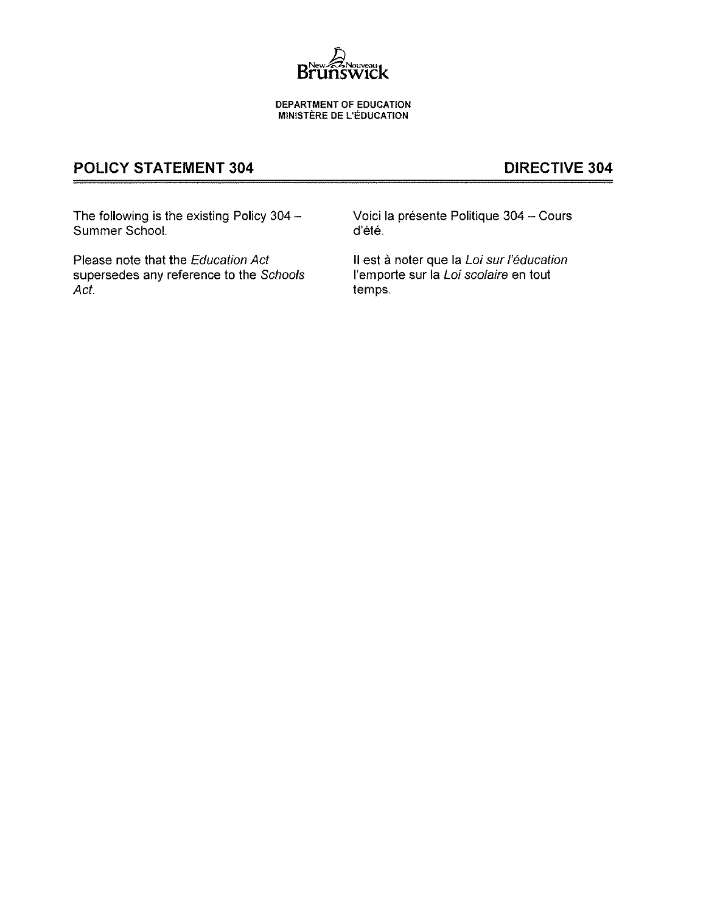New Nouveau Brunswick

DEPARTMENT OF EDUCATION
MINISTÈRE DE L'ÉDUCATION

## POLICY STATEMENT 304

The following is the existing Policy 304 – Summer School.

Please note that the *Education Act* supersedes any reference to the *Schools Act*.

## DIRECTIVE 304

Voici la présente Politique 304 – Cours d'été.

Il est à noter que la *Loi sur l'éducation* l'emporte sur la *Loi scolaire* en tout temps.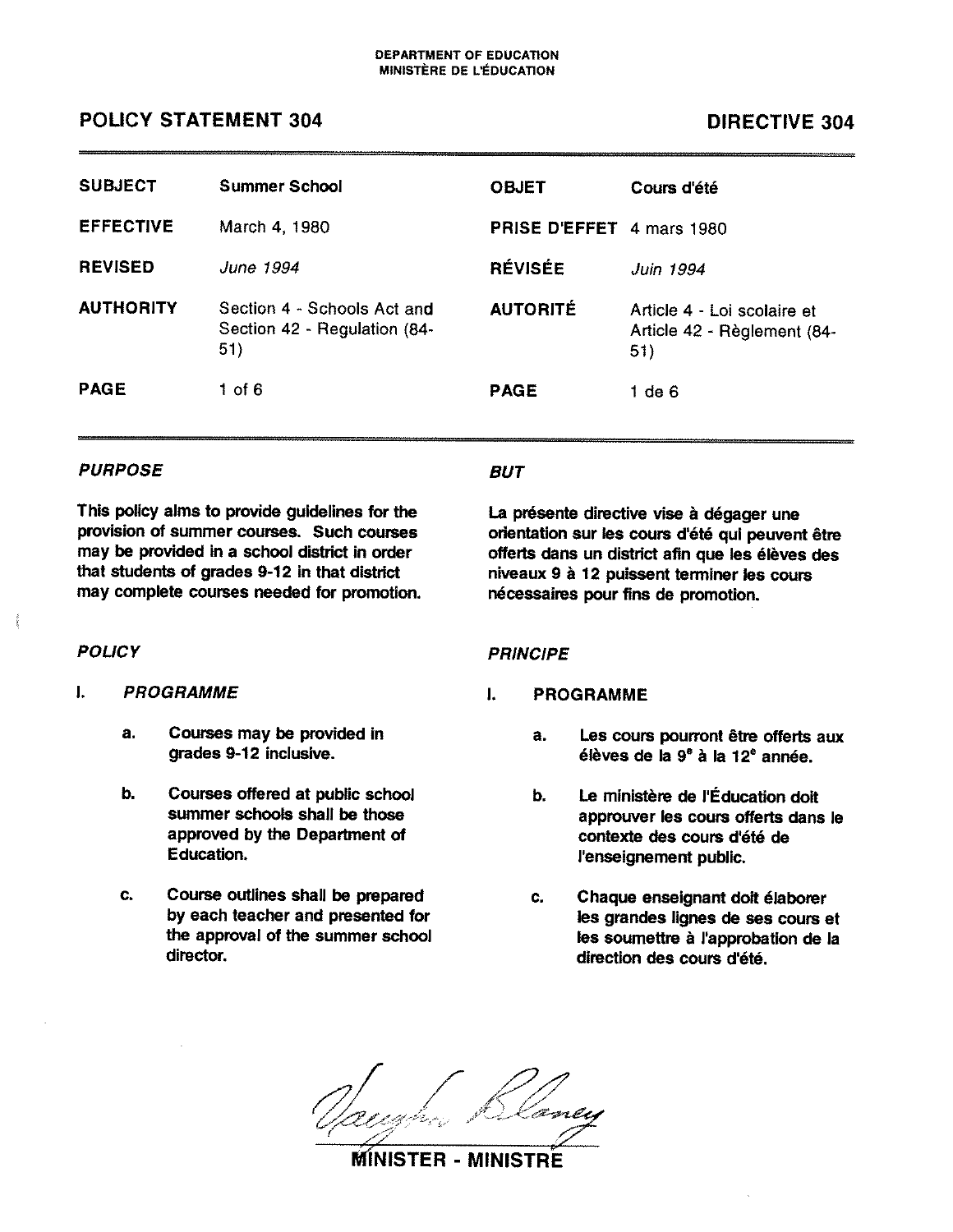DEPARTMENT OF EDUCATION
MINISTÈRE DE L'ÉDUCATION

# POLICY STATEMENT 304 — DIRECTIVE 304

| | | | |
|---|---|---|---|
| **SUBJECT** | **Summer School** | **OBJET** | **Cours d'été** |
| **EFFECTIVE** | March 4, 1980 | **PRISE D'EFFET** | 4 mars 1980 |
| **REVISED** | *June 1994* | **RÉVISÉE** | *Juin 1994* |
| **AUTHORITY** | Section 4 - Schools Act and Section 42 - Regulation (84-51) | **AUTORITÉ** | Article 4 - Loi scolaire et Article 42 - Règlement (84-51) |
| **PAGE** | 1 of 6 | **PAGE** | 1 de 6 |

### *PURPOSE*

**This policy aims to provide guidelines for the provision of summer courses. Such courses may be provided in a school district in order that students of grades 9-12 in that district may complete courses needed for promotion.**

### *POLICY*

**I. *PROGRAMME***

**a. Courses may be provided in grades 9-12 inclusive.**

**b. Courses offered at public school summer schools shall be those approved by the Department of Education.**

**c. Course outlines shall be prepared by each teacher and presented for the approval of the summer school director.**

### *BUT*

**La présente directive vise à dégager une orientation sur les cours d'été qui peuvent être offerts dans un district afin que les élèves des niveaux 9 à 12 puissent terminer les cours nécessaires pour fins de promotion.**

### *PRINCIPE*

**I. PROGRAMME**

**a. Les cours pourront être offerts aux élèves de la 9e à la 12e année.**

**b. Le ministère de l'Éducation doit approuver les cours offerts dans le contexte des cours d'été de l'enseignement public.**

**c. Chaque enseignant doit élaborer les grandes lignes de ses cours et les soumettre à l'approbation de la direction des cours d'été.**

Vaughn Blaney

**MINISTER - MINISTRE**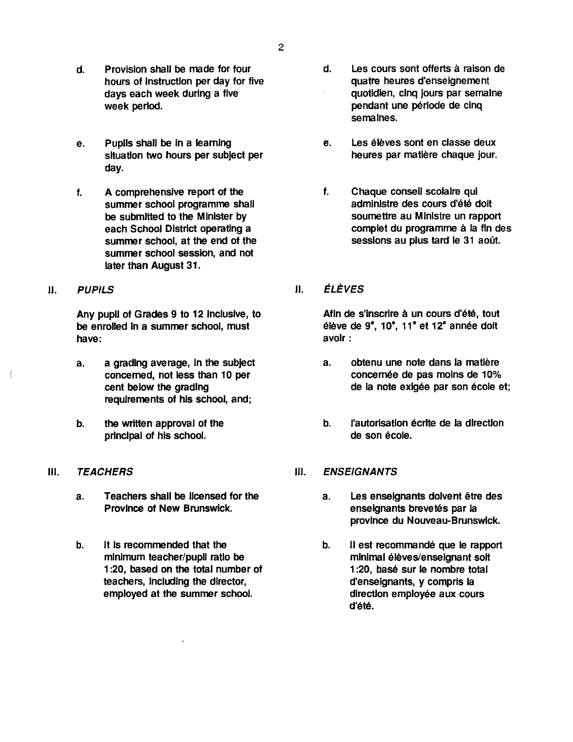d. Provision shall be made for four hours of instruction per day for five days each week during a five week period.

e. Pupils shall be in a learning situation two hours per subject per day.

f. A comprehensive report of the summer school programme shall be submitted to the Minister by each School District operating a summer school, at the end of the summer school session, and not later than August 31.

## II. *PUPILS*

Any pupil of Grades 9 to 12 inclusive, to be enrolled in a summer school, must have:

a. a grading average, in the subject concerned, not less than 10 per cent below the grading requirements of his school, and;

b. the written approval of the principal of his school.

## III. *TEACHERS*

a. Teachers shall be licensed for the Province of New Brunswick.

b. It is recommended that the minimum teacher/pupil ratio be 1:20, based on the total number of teachers, including the director, employed at the summer school.

d. Les cours sont offerts à raison de quatre heures d'enseignement quotidien, cinq jours par semaine pendant une période de cinq semaines.

e. Les élèves sont en classe deux heures par matière chaque jour.

f. Chaque conseil scolaire qui administre des cours d'été doit soumettre au Ministre un rapport complet du programme à la fin des sessions au plus tard le 31 août.

## II. *ÉLÈVES*

Afin de s'inscrire à un cours d'été, tout élève de 9e, 10e, 11e et 12e année doit avoir :

a. obtenu une note dans la matière concernée de pas moins de 10% de la note exigée par son école et;

b. l'autorisation écrite de la direction de son école.

## III. *ENSEIGNANTS*

a. Les enseignants doivent être des enseignants brevetés par la province du Nouveau-Brunswick.

b. Il est recommandé que le rapport minimal élèves/enseignant soit 1:20, basé sur le nombre total d'enseignants, y compris la direction employée aux cours d'été.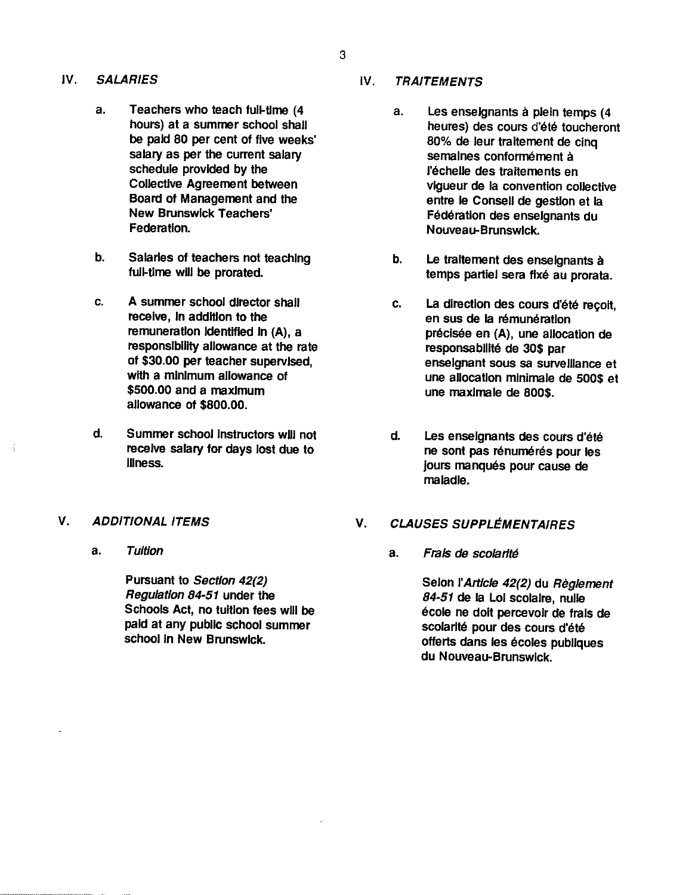## IV. *SALARIES*

a. Teachers who teach full-time (4 hours) at a summer school shall be paid 80 per cent of five weeks' salary as per the current salary schedule provided by the Collective Agreement between Board of Management and the New Brunswick Teachers' Federation.

b. Salaries of teachers not teaching full-time will be prorated.

c. A summer school director shall receive, in addition to the remuneration identified in (A), a responsibility allowance at the rate of $30.00 per teacher supervised, with a minimum allowance of $500.00 and a maximum allowance of $800.00.

d. Summer school instructors will not receive salary for days lost due to illness.

## V. *ADDITIONAL ITEMS*

a. *Tuition*

Pursuant to *Section 42(2) Regulation 84-51* under the Schools Act, no tuition fees will be paid at any public school summer school in New Brunswick.

## IV. *TRAITEMENTS*

a. Les enseignants à plein temps (4 heures) des cours d'été toucheront 80% de leur traitement de cinq semaines conformément à l'échelle des traitements en vigueur de la convention collective entre le Conseil de gestion et la Fédération des enseignants du Nouveau-Brunswick.

b. Le traitement des enseignants à temps partiel sera fixé au prorata.

c. La direction des cours d'été reçoit, en sus de la rémunération précisée en (A), une allocation de responsabilité de 30$ par enseignant sous sa surveillance et une allocation minimale de 500$ et une maximale de 800$.

d. Les enseignants des cours d'été ne sont pas rénumérés pour les jours manqués pour cause de maladie.

## V. *CLAUSES SUPPLÉMENTAIRES*

a. *Frais de scolarité*

Selon l'*Article 42(2)* du *Règlement 84-51* de la Loi scolaire, nulle école ne doit percevoir de frais de scolarité pour des cours d'été offerts dans les écoles publiques du Nouveau-Brunswick.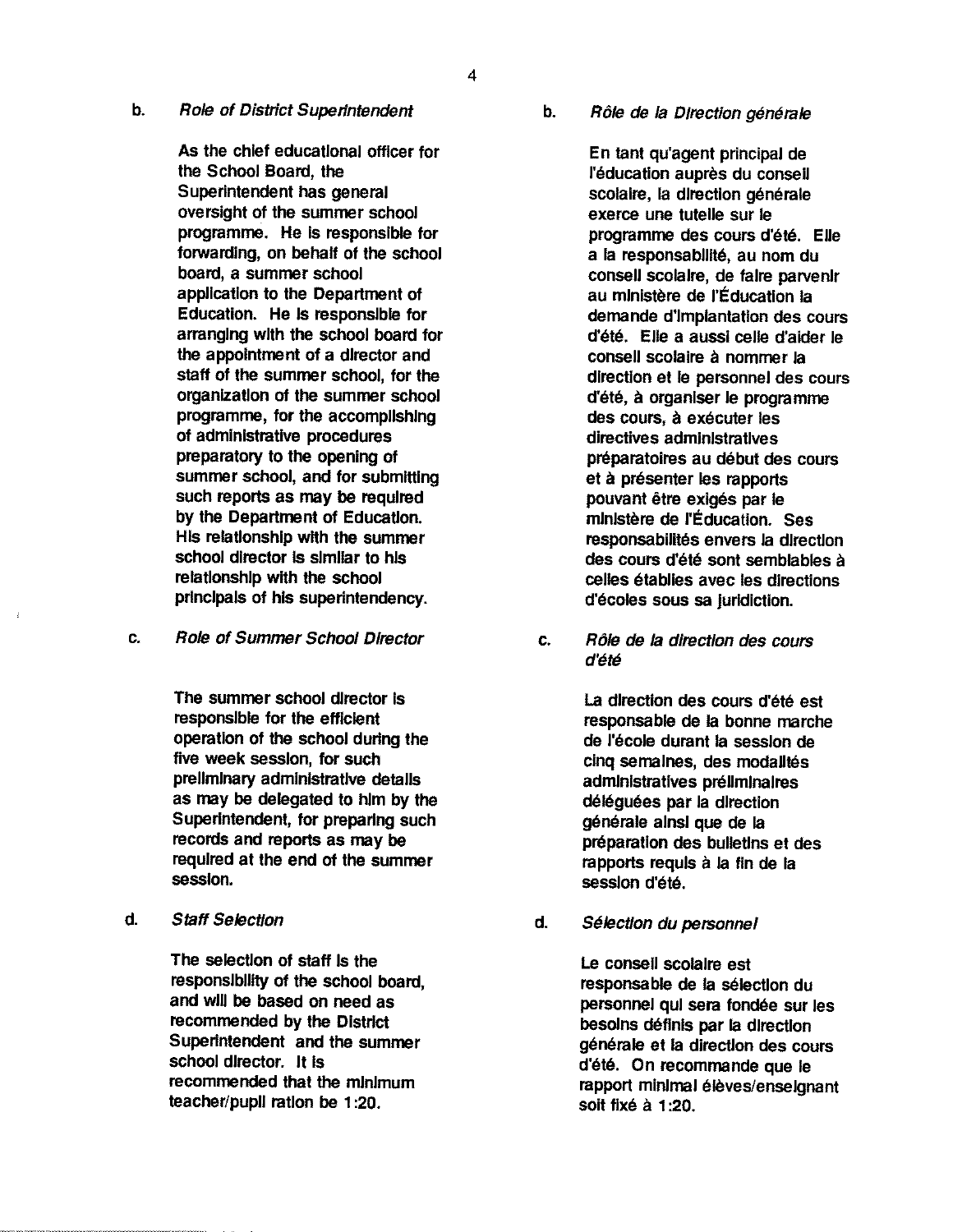b. *Role of District Superintendent*

As the chief educational officer for the School Board, the Superintendent has general oversight of the summer school programme. He is responsible for forwarding, on behalf of the school board, a summer school application to the Department of Education. He is responsible for arranging with the school board for the appointment of a director and staff of the summer school, for the organization of the summer school programme, for the accomplishing of administrative procedures preparatory to the opening of summer school, and for submitting such reports as may be required by the Department of Education. His relationship with the summer school director is similar to his relationship with the school principals of his superintendency.

c. *Role of Summer School Director*

The summer school director is responsible for the efficient operation of the school during the five week session, for such preliminary administrative details as may be delegated to him by the Superintendent, for preparing such records and reports as may be required at the end of the summer session.

d. *Staff Selection*

The selection of staff is the responsibility of the school board, and will be based on need as recommended by the District Superintendent and the summer school director. It is recommended that the minimum teacher/pupil ration be 1:20.

b. *Rôle de la Direction générale*

En tant qu'agent principal de l'éducation auprès du conseil scolaire, la direction générale exerce une tutelle sur le programme des cours d'été. Elle a la responsabilité, au nom du conseil scolaire, de faire parvenir au ministère de l'Éducation la demande d'implantation des cours d'été. Elle a aussi celle d'aider le conseil scolaire à nommer la direction et le personnel des cours d'été, à organiser le programme des cours, à exécuter les directives administratives préparatoires au début des cours et à présenter les rapports pouvant être exigés par le ministère de l'Éducation. Ses responsabilités envers la direction des cours d'été sont semblables à celles établies avec les directions d'écoles sous sa juridiction.

c. *Rôle de la direction des cours d'été*

La direction des cours d'été est responsable de la bonne marche de l'école durant la session de cinq semaines, des modalités administratives préliminaires déléguées par la direction générale ainsi que de la préparation des bulletins et des rapports requis à la fin de la session d'été.

d. *Sélection du personnel*

Le conseil scolaire est responsable de la sélection du personnel qui sera fondée sur les besoins définis par la direction générale et la direction des cours d'été. On recommande que le rapport minimal élèves/enseignant soit fixé à 1:20.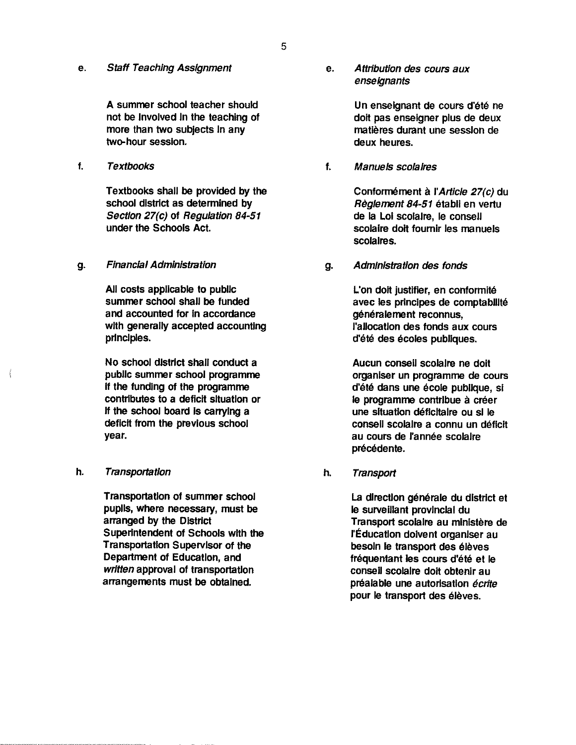e. *Staff Teaching Assignment*

A summer school teacher should not be involved in the teaching of more than two subjects in any two-hour session.

f. *Textbooks*

Textbooks shall be provided by the school district as determined by *Section 27(c)* of *Regulation 84-51* under the Schools Act.

g. *Financial Administration*

All costs applicable to public summer school shall be funded and accounted for in accordance with generally accepted accounting principles.

No school district shall conduct a public summer school programme if the funding of the programme contributes to a deficit situation or if the school board is carrying a deficit from the previous school year.

h. *Transportation*

Transportation of summer school pupils, where necessary, must be arranged by the District Superintendent of Schools with the Transportation Supervisor of the Department of Education, and *written* approval of transportation arrangements must be obtained.

e. *Attribution des cours aux enseignants*

Un enseignant de cours d'été ne doit pas enseigner plus de deux matières durant une session de deux heures.

f. *Manuels scolaires*

Conformément à l'*Article 27(c)* du *Règlement 84-51* établi en vertu de la Loi scolaire, le conseil scolaire doit fournir les manuels scolaires.

g. *Administration des fonds*

L'on doit justifier, en conformité avec les principes de comptabilité généralement reconnus, l'allocation des fonds aux cours d'été des écoles publiques.

Aucun conseil scolaire ne doit organiser un programme de cours d'été dans une école publique, si le programme contribue à créer une situation déficitaire ou si le conseil scolaire a connu un déficit au cours de l'année scolaire précédente.

h. *Transport*

La direction générale du district et le surveillant provincial du Transport scolaire au ministère de l'Éducation doivent organiser au besoin le transport des élèves fréquentant les cours d'été et le conseil scolaire doit obtenir au préalable une autorisation *écrite* pour le transport des élèves.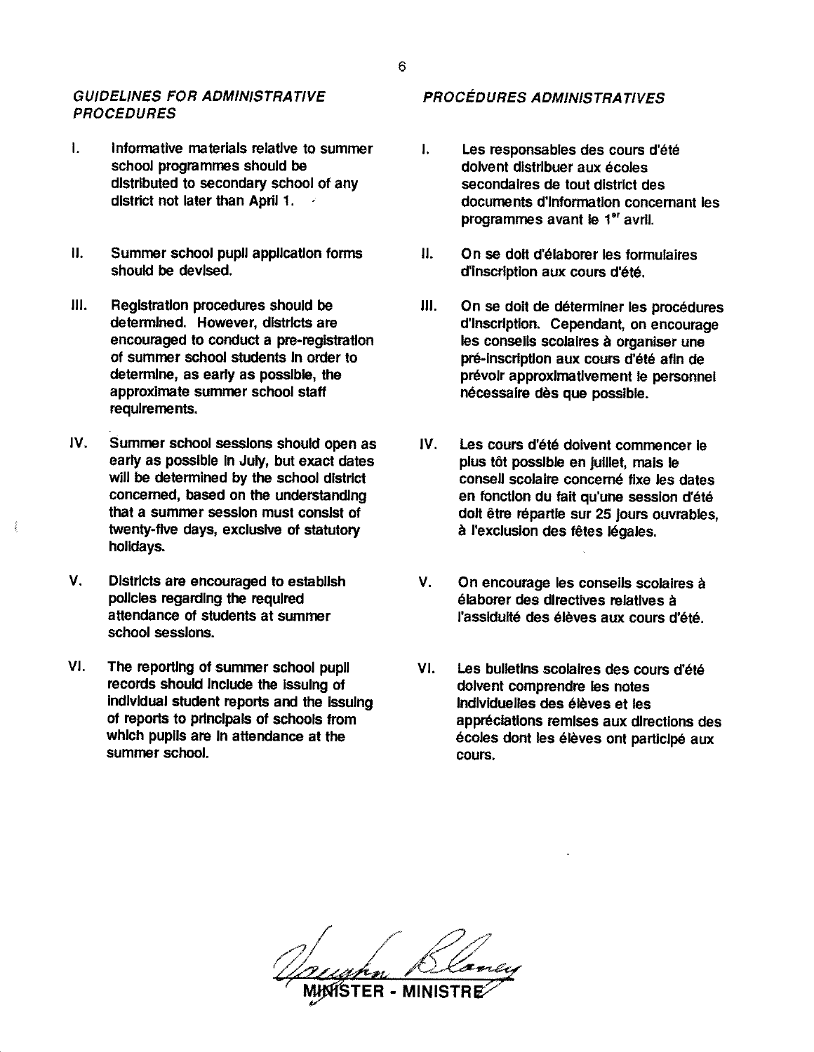## *GUIDELINES FOR ADMINISTRATIVE PROCEDURES*

I. Informative materials relative to summer school programmes should be distributed to secondary school of any district not later than April 1.

II. Summer school pupil application forms should be devised.

III. Registration procedures should be determined. However, districts are encouraged to conduct a pre-registration of summer school students in order to determine, as early as possible, the approximate summer school staff requirements.

IV. Summer school sessions should open as early as possible in July, but exact dates will be determined by the school district concerned, based on the understanding that a summer session must consist of twenty-five days, exclusive of statutory holidays.

V. Districts are encouraged to establish policies regarding the required attendance of students at summer school sessions.

VI. The reporting of summer school pupil records should include the issuing of individual student reports and the issuing of reports to principals of schools from which pupils are in attendance at the summer school.

## *PROCÉDURES ADMINISTRATIVES*

I. Les responsables des cours d'été doivent distribuer aux écoles secondaires de tout district des documents d'information concernant les programmes avant le 1[er] avril.

II. On se doit d'élaborer les formulaires d'inscription aux cours d'été.

III. On se doit de déterminer les procédures d'inscription. Cependant, on encourage les conseils scolaires à organiser une pré-inscription aux cours d'été afin de prévoir approximativement le personnel nécessaire dès que possible.

IV. Les cours d'été doivent commencer le plus tôt possible en juillet, mais le conseil scolaire concerné fixe les dates en fonction du fait qu'une session d'été doit être répartie sur 25 jours ouvrables, à l'exclusion des fêtes légales.

V. On encourage les conseils scolaires à élaborer des directives relatives à l'assiduité des élèves aux cours d'été.

VI. Les bulletins scolaires des cours d'été doivent comprendre les notes individuelles des élèves et les appréciations remises aux directions des écoles dont les élèves ont participé aux cours.

Vaughn Blaney

MINISTER - MINISTRE